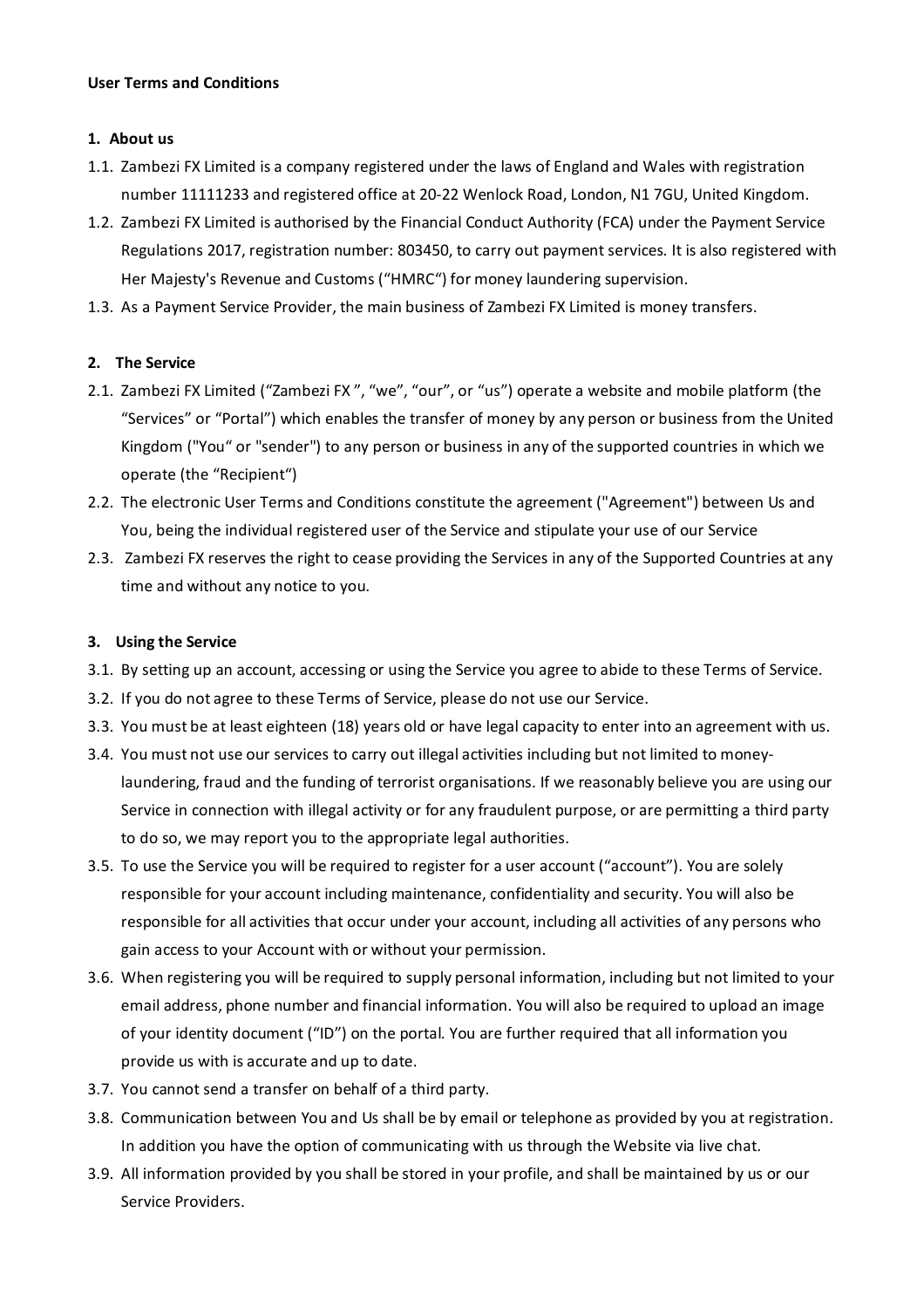**User Terms and Conditions**

**1. About us**

1.1. Zambezi FX Limited is a company registered under the laws of England and Wales with registration number 11111233 and registered office at 20-22 Wenlock Road, London, N1 7GU, United Kingdom.

1.2. Zambezi FX Limited is authorised by the Financial Conduct Authority (FCA) under the Payment Service Regulations 2017, registration number: 803450, to carry out payment services. It is also registered with Her Majesty's Revenue and Customs ("HMRC") for money laundering supervision.

1.3. As a Payment Service Provider, the main business of Zambezi FX Limited is money transfers.

**2. The Service**

2.1. Zambezi FX Limited ("Zambezi FX ", "we", "our", or "us") operate a website and mobile platform (the "Services" or "Portal") which enables the transfer of money by any person or business from the United Kingdom ("You" or "sender") to any person or business in any of the supported countries in which we operate (the "Recipient")

2.2. The electronic User Terms and Conditions constitute the agreement ("Agreement") between Us and You, being the individual registered user of the Service and stipulate your use of our Service

2.3. Zambezi FX reserves the right to cease providing the Services in any of the Supported Countries at any time and without any notice to you.

**3. Using the Service**

3.1. By setting up an account, accessing or using the Service you agree to abide to these Terms of Service.

3.2. If you do not agree to these Terms of Service, please do not use our Service.

3.3. You must be at least eighteen (18) years old or have legal capacity to enter into an agreement with us.

3.4. You must not use our services to carry out illegal activities including but not limited to money-laundering, fraud and the funding of terrorist organisations. If we reasonably believe you are using our Service in connection with illegal activity or for any fraudulent purpose, or are permitting a third party to do so, we may report you to the appropriate legal authorities.

3.5. To use the Service you will be required to register for a user account ("account"). You are solely responsible for your account including maintenance, confidentiality and security. You will also be responsible for all activities that occur under your account, including all activities of any persons who gain access to your Account with or without your permission.

3.6. When registering you will be required to supply personal information, including but not limited to your email address, phone number and financial information. You will also be required to upload an image of your identity document ("ID") on the portal. You are further required that all information you provide us with is accurate and up to date.

3.7. You cannot send a transfer on behalf of a third party.

3.8. Communication between You and Us shall be by email or telephone as provided by you at registration. In addition you have the option of communicating with us through the Website via live chat.

3.9. All information provided by you shall be stored in your profile, and shall be maintained by us or our Service Providers.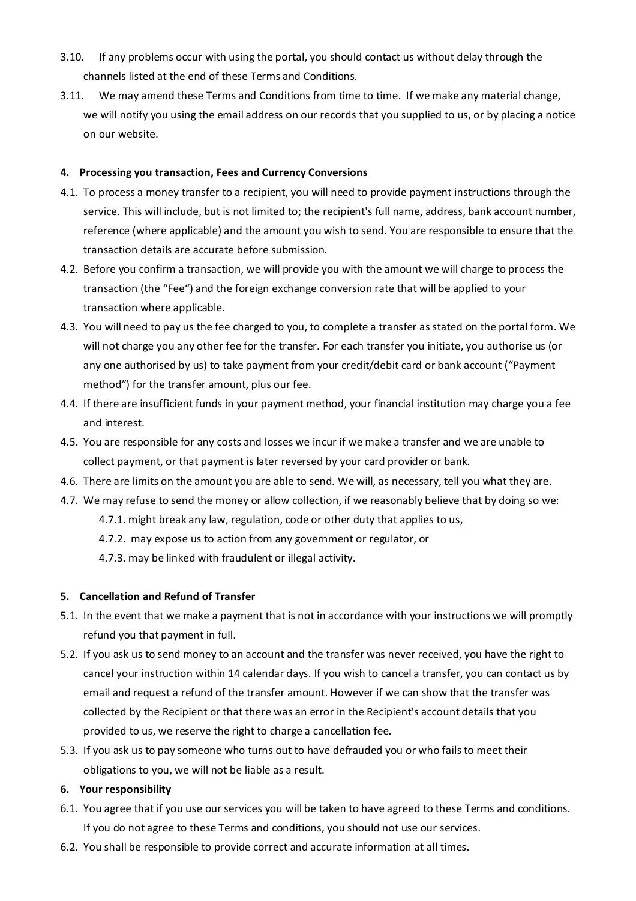3.10. If any problems occur with using the portal, you should contact us without delay through the channels listed at the end of these Terms and Conditions.

3.11. We may amend these Terms and Conditions from time to time. If we make any material change, we will notify you using the email address on our records that you supplied to us, or by placing a notice on our website.

**4. Processing you transaction, Fees and Currency Conversions**

4.1. To process a money transfer to a recipient, you will need to provide payment instructions through the service. This will include, but is not limited to; the recipient's full name, address, bank account number, reference (where applicable) and the amount you wish to send. You are responsible to ensure that the transaction details are accurate before submission.

4.2. Before you confirm a transaction, we will provide you with the amount we will charge to process the transaction (the "Fee") and the foreign exchange conversion rate that will be applied to your transaction where applicable.

4.3. You will need to pay us the fee charged to you, to complete a transfer as stated on the portal form. We will not charge you any other fee for the transfer. For each transfer you initiate, you authorise us (or any one authorised by us) to take payment from your credit/debit card or bank account ("Payment method") for the transfer amount, plus our fee.

4.4. If there are insufficient funds in your payment method, your financial institution may charge you a fee and interest.

4.5. You are responsible for any costs and losses we incur if we make a transfer and we are unable to collect payment, or that payment is later reversed by your card provider or bank.

4.6. There are limits on the amount you are able to send. We will, as necessary, tell you what they are.

4.7. We may refuse to send the money or allow collection, if we reasonably believe that by doing so we:

- 4.7.1. might break any law, regulation, code or other duty that applies to us,
- 4.7.2. may expose us to action from any government or regulator, or
- 4.7.3. may be linked with fraudulent or illegal activity.

**5. Cancellation and Refund of Transfer**

5.1. In the event that we make a payment that is not in accordance with your instructions we will promptly refund you that payment in full.

5.2. If you ask us to send money to an account and the transfer was never received, you have the right to cancel your instruction within 14 calendar days. If you wish to cancel a transfer, you can contact us by email and request a refund of the transfer amount. However if we can show that the transfer was collected by the Recipient or that there was an error in the Recipient's account details that you provided to us, we reserve the right to charge a cancellation fee.

5.3. If you ask us to pay someone who turns out to have defrauded you or who fails to meet their obligations to you, we will not be liable as a result.

**6. Your responsibility**

6.1. You agree that if you use our services you will be taken to have agreed to these Terms and conditions. If you do not agree to these Terms and conditions, you should not use our services.

6.2. You shall be responsible to provide correct and accurate information at all times.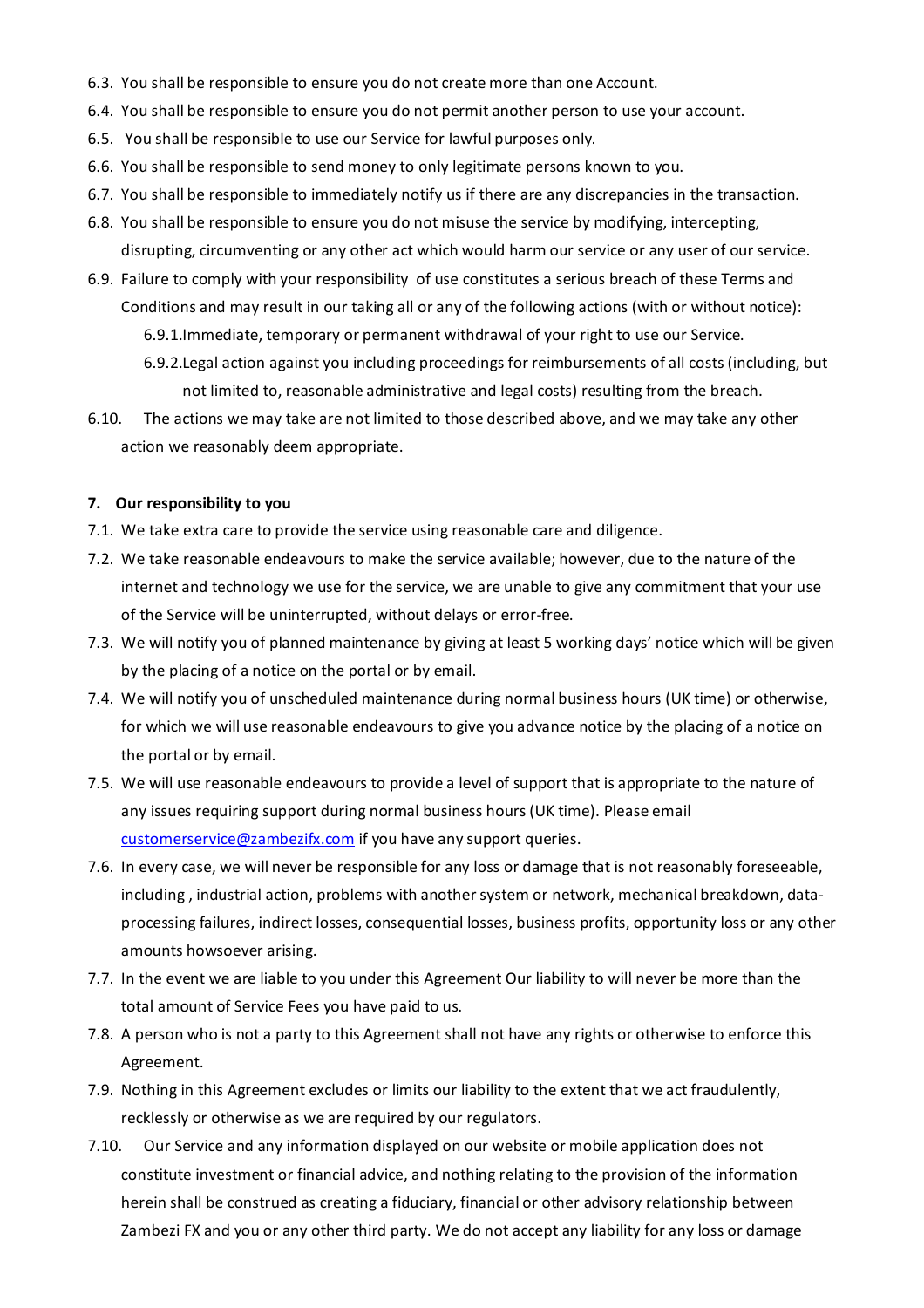6.3. You shall be responsible to ensure you do not create more than one Account.

6.4. You shall be responsible to ensure you do not permit another person to use your account.

6.5. You shall be responsible to use our Service for lawful purposes only.

6.6. You shall be responsible to send money to only legitimate persons known to you.

6.7. You shall be responsible to immediately notify us if there are any discrepancies in the transaction.

6.8. You shall be responsible to ensure you do not misuse the service by modifying, intercepting, disrupting, circumventing or any other act which would harm our service or any user of our service.

6.9. Failure to comply with your responsibility of use constitutes a serious breach of these Terms and Conditions and may result in our taking all or any of the following actions (with or without notice):

6.9.1. Immediate, temporary or permanent withdrawal of your right to use our Service.

6.9.2. Legal action against you including proceedings for reimbursements of all costs (including, but not limited to, reasonable administrative and legal costs) resulting from the breach.

6.10. The actions we may take are not limited to those described above, and we may take any other action we reasonably deem appropriate.

**7. Our responsibility to you**

7.1. We take extra care to provide the service using reasonable care and diligence.

7.2. We take reasonable endeavours to make the service available; however, due to the nature of the internet and technology we use for the service, we are unable to give any commitment that your use of the Service will be uninterrupted, without delays or error-free.

7.3. We will notify you of planned maintenance by giving at least 5 working days' notice which will be given by the placing of a notice on the portal or by email.

7.4. We will notify you of unscheduled maintenance during normal business hours (UK time) or otherwise, for which we will use reasonable endeavours to give you advance notice by the placing of a notice on the portal or by email.

7.5. We will use reasonable endeavours to provide a level of support that is appropriate to the nature of any issues requiring support during normal business hours (UK time). Please email customerservice@zambezifx.com if you have any support queries.

7.6. In every case, we will never be responsible for any loss or damage that is not reasonably foreseeable, including , industrial action, problems with another system or network, mechanical breakdown, data-processing failures, indirect losses, consequential losses, business profits, opportunity loss or any other amounts howsoever arising.

7.7. In the event we are liable to you under this Agreement Our liability to will never be more than the total amount of Service Fees you have paid to us.

7.8. A person who is not a party to this Agreement shall not have any rights or otherwise to enforce this Agreement.

7.9. Nothing in this Agreement excludes or limits our liability to the extent that we act fraudulently, recklessly or otherwise as we are required by our regulators.

7.10. Our Service and any information displayed on our website or mobile application does not constitute investment or financial advice, and nothing relating to the provision of the information herein shall be construed as creating a fiduciary, financial or other advisory relationship between Zambezi FX and you or any other third party. We do not accept any liability for any loss or damage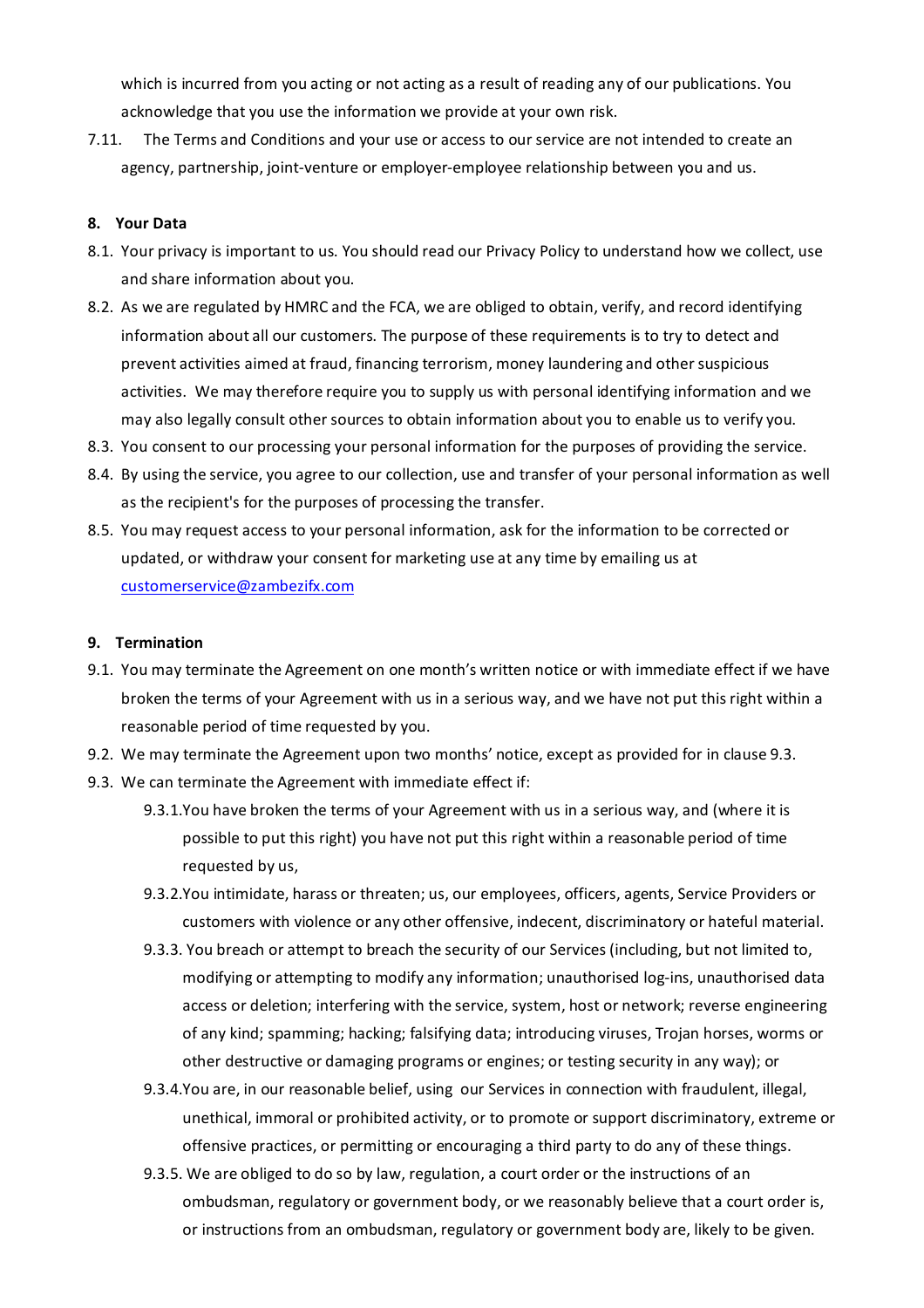which is incurred from you acting or not acting as a result of reading any of our publications. You acknowledge that you use the information we provide at your own risk.

7.11. The Terms and Conditions and your use or access to our service are not intended to create an agency, partnership, joint-venture or employer-employee relationship between you and us.

**8. Your Data**

8.1. Your privacy is important to us. You should read our Privacy Policy to understand how we collect, use and share information about you.

8.2. As we are regulated by HMRC and the FCA, we are obliged to obtain, verify, and record identifying information about all our customers. The purpose of these requirements is to try to detect and prevent activities aimed at fraud, financing terrorism, money laundering and other suspicious activities. We may therefore require you to supply us with personal identifying information and we may also legally consult other sources to obtain information about you to enable us to verify you.

8.3. You consent to our processing your personal information for the purposes of providing the service.

8.4. By using the service, you agree to our collection, use and transfer of your personal information as well as the recipient's for the purposes of processing the transfer.

8.5. You may request access to your personal information, ask for the information to be corrected or updated, or withdraw your consent for marketing use at any time by emailing us at customerservice@zambezifx.com

**9. Termination**

9.1. You may terminate the Agreement on one month's written notice or with immediate effect if we have broken the terms of your Agreement with us in a serious way, and we have not put this right within a reasonable period of time requested by you.

9.2. We may terminate the Agreement upon two months' notice, except as provided for in clause 9.3.

9.3. We can terminate the Agreement with immediate effect if:

9.3.1. You have broken the terms of your Agreement with us in a serious way, and (where it is possible to put this right) you have not put this right within a reasonable period of time requested by us,

9.3.2. You intimidate, harass or threaten; us, our employees, officers, agents, Service Providers or customers with violence or any other offensive, indecent, discriminatory or hateful material.

9.3.3. You breach or attempt to breach the security of our Services (including, but not limited to, modifying or attempting to modify any information; unauthorised log-ins, unauthorised data access or deletion; interfering with the service, system, host or network; reverse engineering of any kind; spamming; hacking; falsifying data; introducing viruses, Trojan horses, worms or other destructive or damaging programs or engines; or testing security in any way); or

9.3.4. You are, in our reasonable belief, using our Services in connection with fraudulent, illegal, unethical, immoral or prohibited activity, or to promote or support discriminatory, extreme or offensive practices, or permitting or encouraging a third party to do any of these things.

9.3.5. We are obliged to do so by law, regulation, a court order or the instructions of an ombudsman, regulatory or government body, or we reasonably believe that a court order is, or instructions from an ombudsman, regulatory or government body are, likely to be given.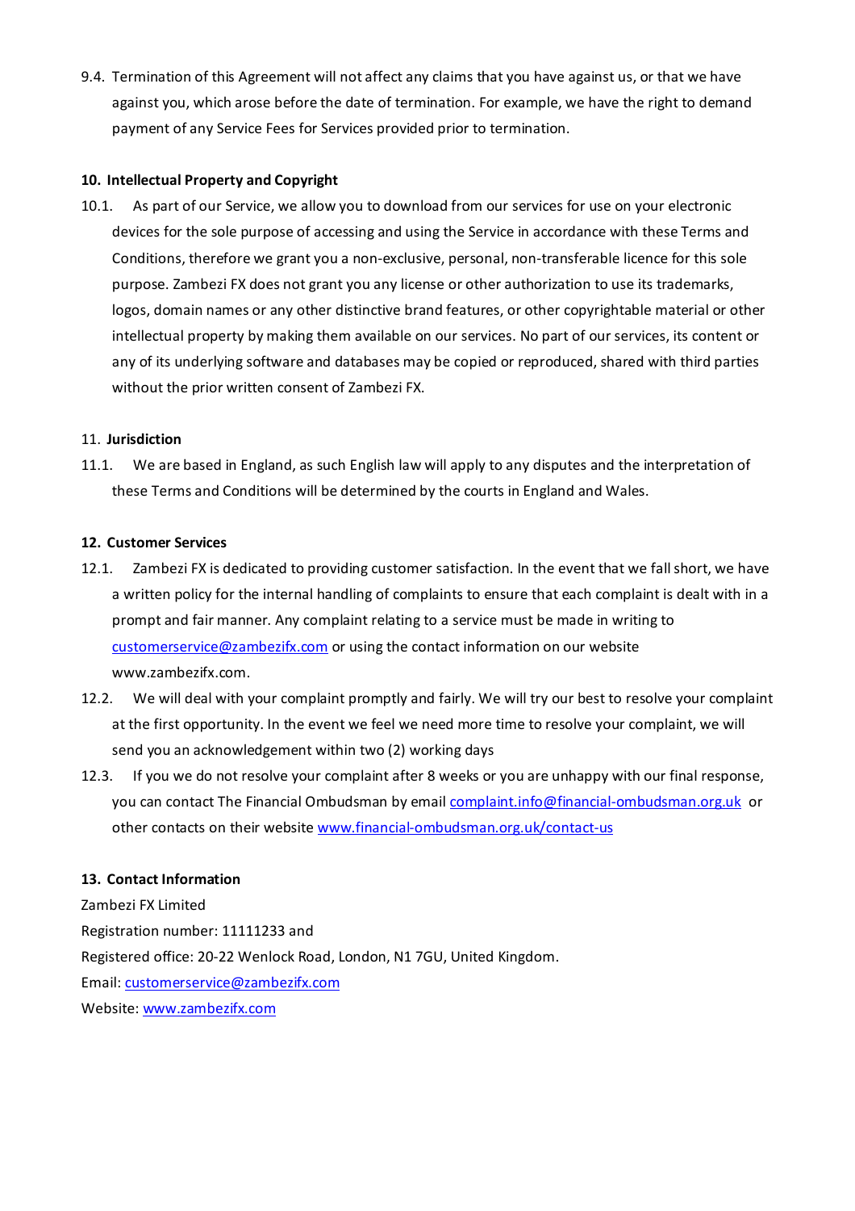9.4. Termination of this Agreement will not affect any claims that you have against us, or that we have against you, which arose before the date of termination. For example, we have the right to demand payment of any Service Fees for Services provided prior to termination.

**10. Intellectual Property and Copyright**

10.1. As part of our Service, we allow you to download from our services for use on your electronic devices for the sole purpose of accessing and using the Service in accordance with these Terms and Conditions, therefore we grant you a non-exclusive, personal, non-transferable licence for this sole purpose. Zambezi FX does not grant you any license or other authorization to use its trademarks, logos, domain names or any other distinctive brand features, or other copyrightable material or other intellectual property by making them available on our services. No part of our services, its content or any of its underlying software and databases may be copied or reproduced, shared with third parties without the prior written consent of Zambezi FX.

11. **Jurisdiction**

11.1. We are based in England, as such English law will apply to any disputes and the interpretation of these Terms and Conditions will be determined by the courts in England and Wales.

**12. Customer Services**

12.1. Zambezi FX is dedicated to providing customer satisfaction. In the event that we fall short, we have a written policy for the internal handling of complaints to ensure that each complaint is dealt with in a prompt and fair manner. Any complaint relating to a service must be made in writing to customerservice@zambezifx.com or using the contact information on our website www.zambezifx.com.

12.2. We will deal with your complaint promptly and fairly. We will try our best to resolve your complaint at the first opportunity. In the event we feel we need more time to resolve your complaint, we will send you an acknowledgement within two (2) working days

12.3. If you we do not resolve your complaint after 8 weeks or you are unhappy with our final response, you can contact The Financial Ombudsman by email complaint.info@financial-ombudsman.org.uk or other contacts on their website www.financial-ombudsman.org.uk/contact-us

**13. Contact Information**

Zambezi FX Limited
Registration number: 11111233 and
Registered office: 20-22 Wenlock Road, London, N1 7GU, United Kingdom.
Email: customerservice@zambezifx.com
Website: www.zambezifx.com